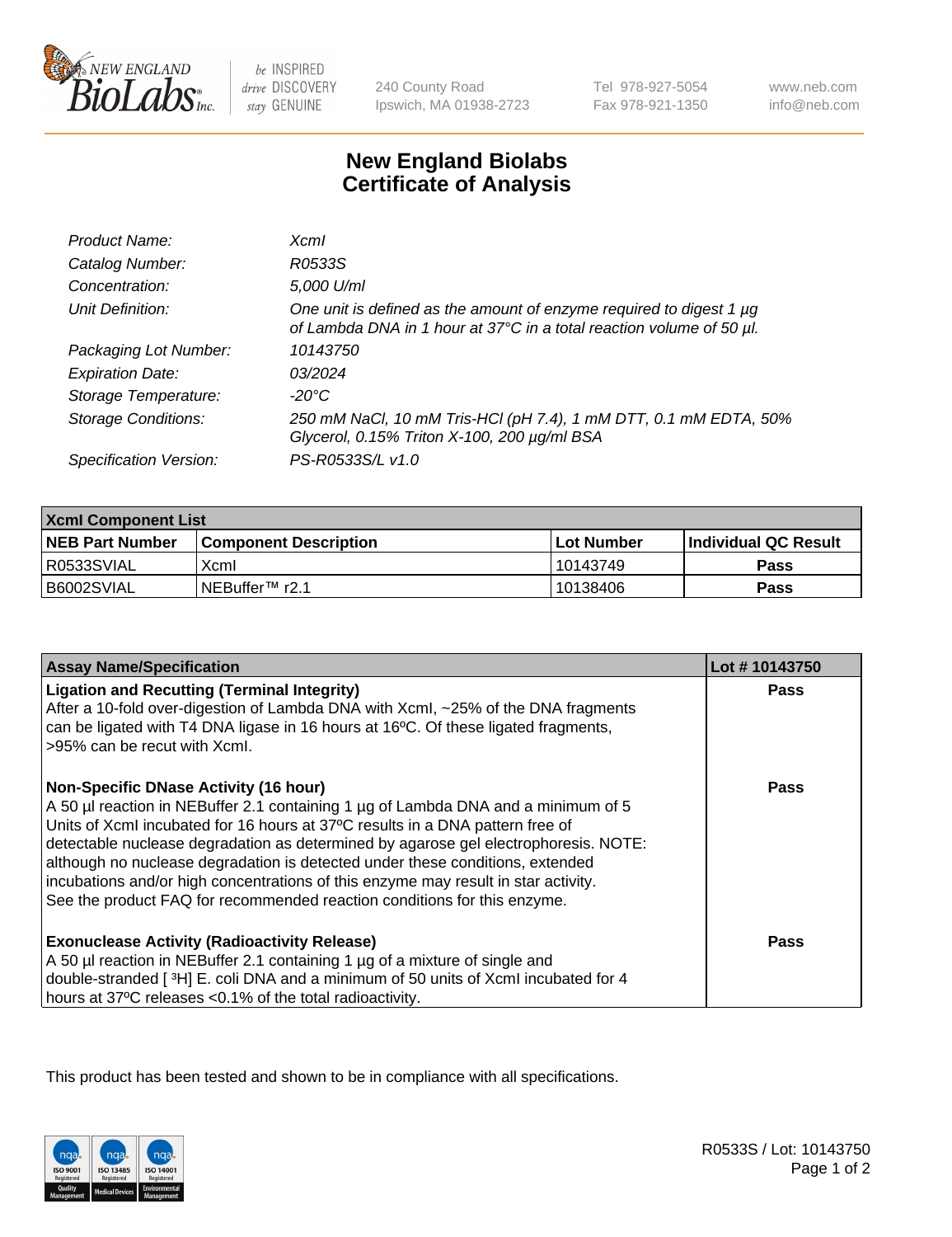NEW ENGLAND BioLabs Inc. — be INSPIRED drive DISCOVERY stay GENUINE

240 County Road
Ipswich, MA 01938-2723

Tel 978-927-5054
Fax 978-921-1350

www.neb.com
info@neb.com

# New England Biolabs Certificate of Analysis

| | |
|---|---|
| *Product Name:* | *XcmI* |
| *Catalog Number:* | *R0533S* |
| *Concentration:* | *5,000 U/ml* |
| *Unit Definition:* | *One unit is defined as the amount of enzyme required to digest 1 µg of Lambda DNA in 1 hour at 37°C in a total reaction volume of 50 µl.* |
| *Packaging Lot Number:* | *10143750* |
| *Expiration Date:* | *03/2024* |
| *Storage Temperature:* | *-20°C* |
| *Storage Conditions:* | *250 mM NaCl, 10 mM Tris-HCl (pH 7.4), 1 mM DTT, 0.1 mM EDTA, 50% Glycerol, 0.15% Triton X-100, 200 µg/ml BSA* |
| *Specification Version:* | *PS-R0533S/L v1.0* |

| XcmI Component List | | | |
|---|---|---|---|
| **NEB Part Number** | **Component Description** | **Lot Number** | **Individual QC Result** |
| R0533SVIAL | XcmI | 10143749 | **Pass** |
| B6002SVIAL | NEBuffer™ r2.1 | 10138406 | **Pass** |

| Assay Name/Specification | Lot # 10143750 |
|---|---|
| **Ligation and Recutting (Terminal Integrity)** After a 10-fold over-digestion of Lambda DNA with XcmI, ~25% of the DNA fragments can be ligated with T4 DNA ligase in 16 hours at 16ºC. Of these ligated fragments, >95% can be recut with XcmI. | **Pass** |
| **Non-Specific DNase Activity (16 hour)** A 50 µl reaction in NEBuffer 2.1 containing 1 µg of Lambda DNA and a minimum of 5 Units of XcmI incubated for 16 hours at 37ºC results in a DNA pattern free of detectable nuclease degradation as determined by agarose gel electrophoresis. NOTE: although no nuclease degradation is detected under these conditions, extended incubations and/or high concentrations of this enzyme may result in star activity. See the product FAQ for recommended reaction conditions for this enzyme. | **Pass** |
| **Exonuclease Activity (Radioactivity Release)** A 50 µl reaction in NEBuffer 2.1 containing 1 µg of a mixture of single and double-stranded [ $^{3}$H] E. coli DNA and a minimum of 50 units of XcmI incubated for 4 hours at 37ºC releases <0.1% of the total radioactivity. | **Pass** |

This product has been tested and shown to be in compliance with all specifications.

R0533S / Lot: 10143750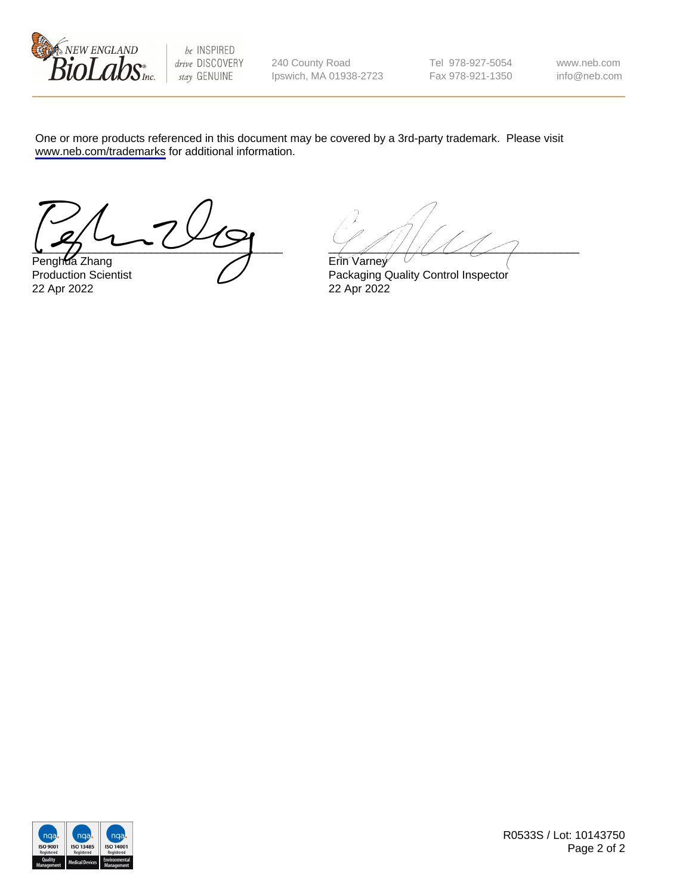One or more products referenced in this document may be covered by a 3rd-party trademark. Please visit www.neb.com/trademarks for additional information.

Penghua Zhang
Production Scientist
22 Apr 2022

Erin Varney
Packaging Quality Control Inspector
22 Apr 2022

R0533S / Lot: 10143750